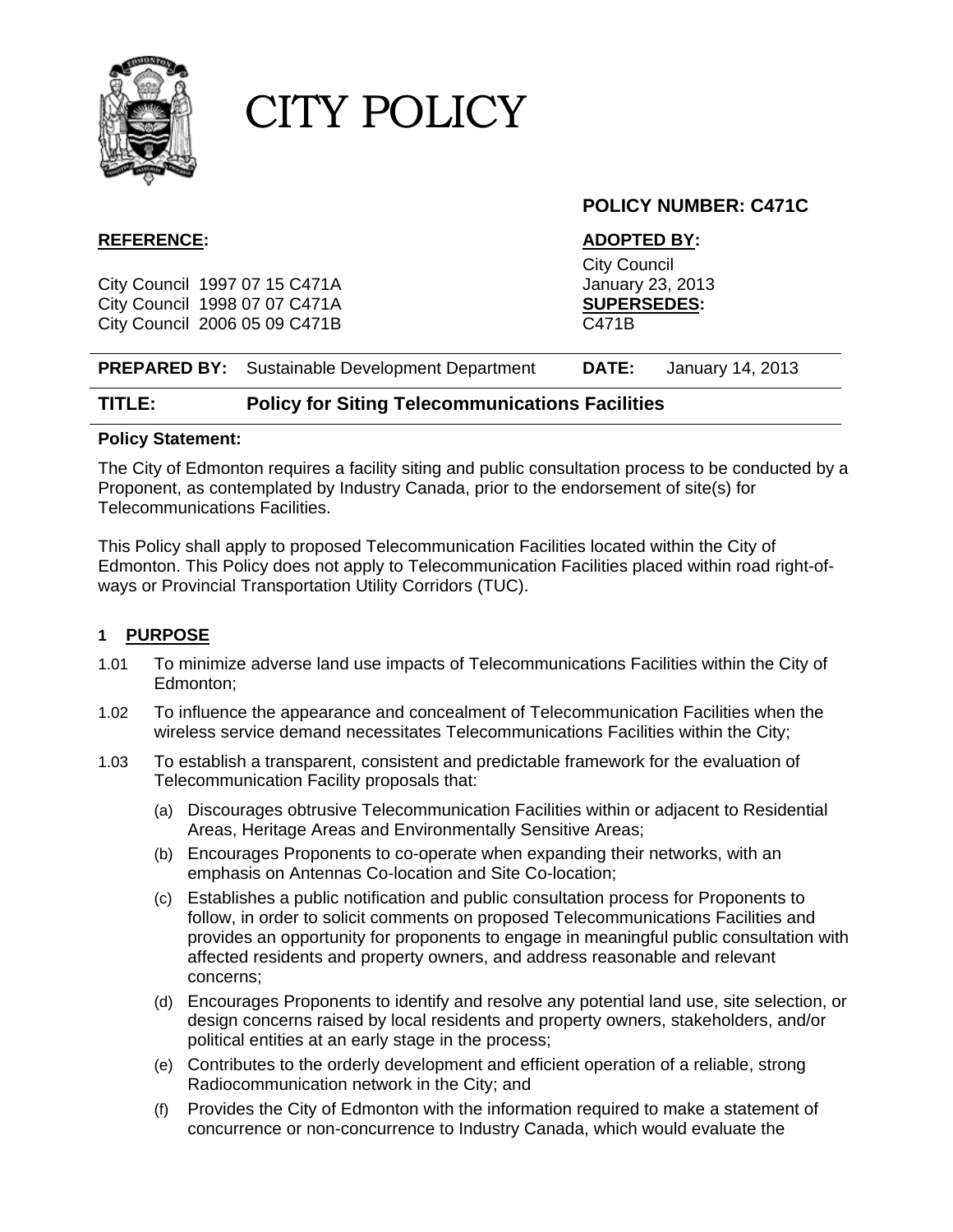# CITY POLICY

**POLICY NUMBER: C471C**

**REFERENCE:**

City Council 1997 07 15 C471A
City Council 1998 07 07 C471A
City Council 2006 05 09 C471B

**ADOPTED BY:**

City Council
January 23, 2013

**SUPERSEDES:**

C471B

**PREPARED BY:** Sustainable Development Department **DATE:** January 14, 2013

**TITLE: Policy for Siting Telecommunications Facilities**

**Policy Statement:**

The City of Edmonton requires a facility siting and public consultation process to be conducted by a Proponent, as contemplated by Industry Canada, prior to the endorsement of site(s) for Telecommunications Facilities.

This Policy shall apply to proposed Telecommunication Facilities located within the City of Edmonton. This Policy does not apply to Telecommunication Facilities placed within road right-of-ways or Provincial Transportation Utility Corridors (TUC).

## 1 PURPOSE

1.01 To minimize adverse land use impacts of Telecommunications Facilities within the City of Edmonton;

1.02 To influence the appearance and concealment of Telecommunication Facilities when the wireless service demand necessitates Telecommunications Facilities within the City;

1.03 To establish a transparent, consistent and predictable framework for the evaluation of Telecommunication Facility proposals that:

(a) Discourages obtrusive Telecommunication Facilities within or adjacent to Residential Areas, Heritage Areas and Environmentally Sensitive Areas;

(b) Encourages Proponents to co-operate when expanding their networks, with an emphasis on Antennas Co-location and Site Co-location;

(c) Establishes a public notification and public consultation process for Proponents to follow, in order to solicit comments on proposed Telecommunications Facilities and provides an opportunity for proponents to engage in meaningful public consultation with affected residents and property owners, and address reasonable and relevant concerns;

(d) Encourages Proponents to identify and resolve any potential land use, site selection, or design concerns raised by local residents and property owners, stakeholders, and/or political entities at an early stage in the process;

(e) Contributes to the orderly development and efficient operation of a reliable, strong Radiocommunication network in the City; and

(f) Provides the City of Edmonton with the information required to make a statement of concurrence or non-concurrence to Industry Canada, which would evaluate the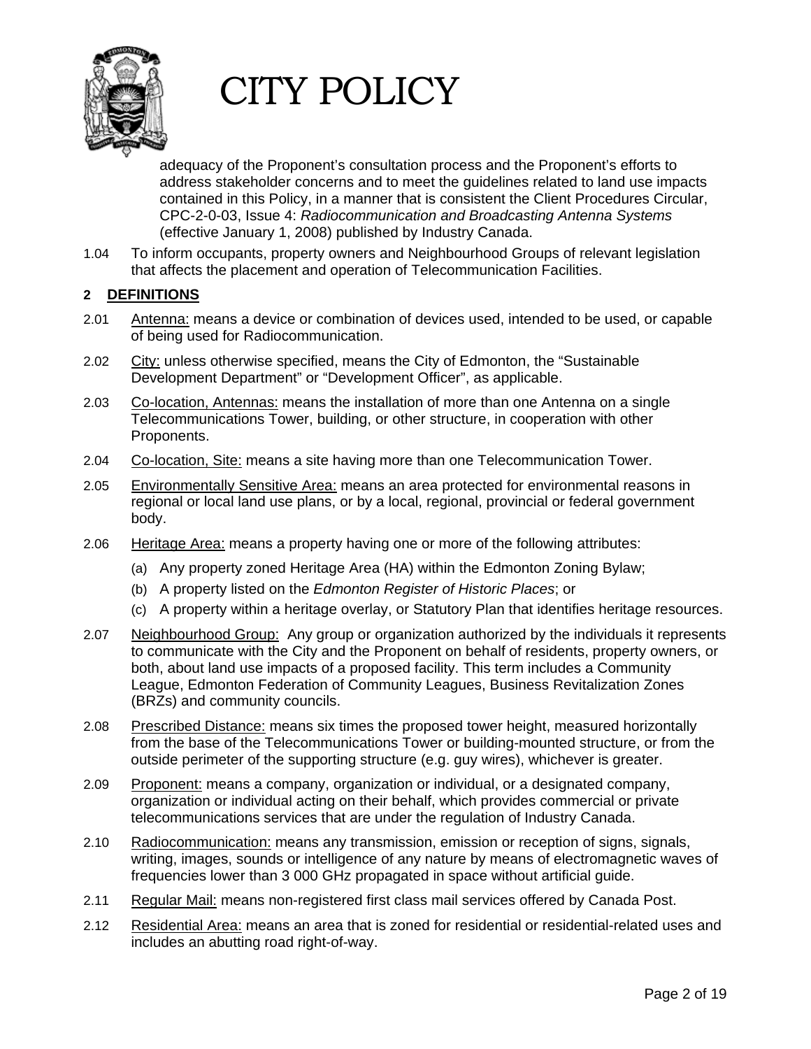adequacy of the Proponent's consultation process and the Proponent's efforts to address stakeholder concerns and to meet the guidelines related to land use impacts contained in this Policy, in a manner that is consistent the Client Procedures Circular, CPC-2-0-03, Issue 4: *Radiocommunication and Broadcasting Antenna Systems* (effective January 1, 2008) published by Industry Canada.

1.04 To inform occupants, property owners and Neighbourhood Groups of relevant legislation that affects the placement and operation of Telecommunication Facilities.

## 2 DEFINITIONS

2.01 Antenna: means a device or combination of devices used, intended to be used, or capable of being used for Radiocommunication.

2.02 City: unless otherwise specified, means the City of Edmonton, the "Sustainable Development Department" or "Development Officer", as applicable.

2.03 Co-location, Antennas: means the installation of more than one Antenna on a single Telecommunications Tower, building, or other structure, in cooperation with other Proponents.

2.04 Co-location, Site: means a site having more than one Telecommunication Tower.

2.05 Environmentally Sensitive Area: means an area protected for environmental reasons in regional or local land use plans, or by a local, regional, provincial or federal government body.

2.06 Heritage Area: means a property having one or more of the following attributes:

(a) Any property zoned Heritage Area (HA) within the Edmonton Zoning Bylaw;

(b) A property listed on the *Edmonton Register of Historic Places*; or

(c) A property within a heritage overlay, or Statutory Plan that identifies heritage resources.

2.07 Neighbourhood Group: Any group or organization authorized by the individuals it represents to communicate with the City and the Proponent on behalf of residents, property owners, or both, about land use impacts of a proposed facility. This term includes a Community League, Edmonton Federation of Community Leagues, Business Revitalization Zones (BRZs) and community councils.

2.08 Prescribed Distance: means six times the proposed tower height, measured horizontally from the base of the Telecommunications Tower or building-mounted structure, or from the outside perimeter of the supporting structure (e.g. guy wires), whichever is greater.

2.09 Proponent: means a company, organization or individual, or a designated company, organization or individual acting on their behalf, which provides commercial or private telecommunications services that are under the regulation of Industry Canada.

2.10 Radiocommunication: means any transmission, emission or reception of signs, signals, writing, images, sounds or intelligence of any nature by means of electromagnetic waves of frequencies lower than 3 000 GHz propagated in space without artificial guide.

2.11 Regular Mail: means non-registered first class mail services offered by Canada Post.

2.12 Residential Area: means an area that is zoned for residential or residential-related uses and includes an abutting road right-of-way.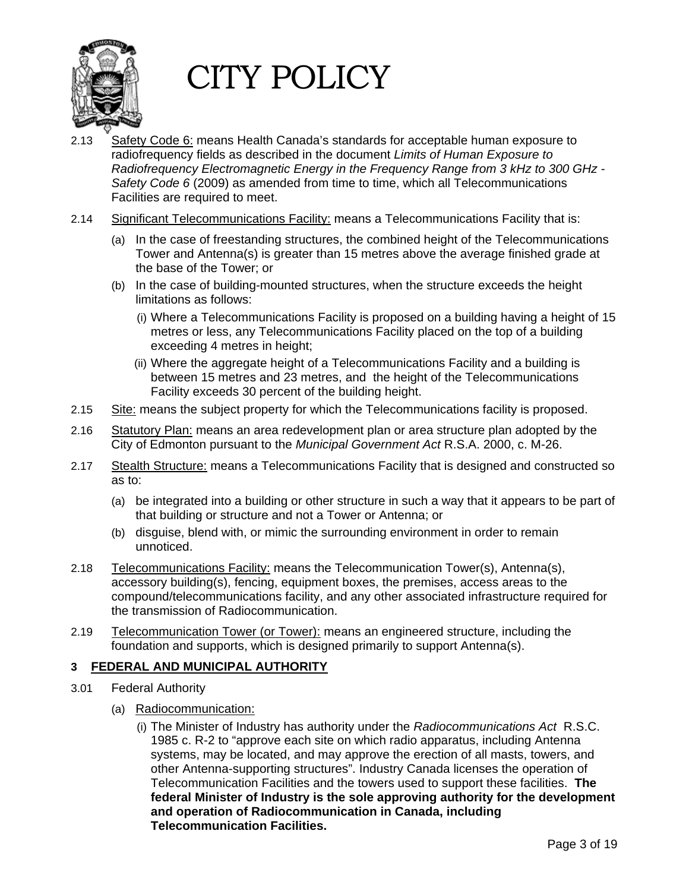2.13 Safety Code 6: means Health Canada's standards for acceptable human exposure to radiofrequency fields as described in the document *Limits of Human Exposure to Radiofrequency Electromagnetic Energy in the Frequency Range from 3 kHz to 300 GHz - Safety Code 6* (2009) as amended from time to time, which all Telecommunications Facilities are required to meet.

2.14 Significant Telecommunications Facility: means a Telecommunications Facility that is:

(a) In the case of freestanding structures, the combined height of the Telecommunications Tower and Antenna(s) is greater than 15 metres above the average finished grade at the base of the Tower; or

(b) In the case of building-mounted structures, when the structure exceeds the height limitations as follows:

(i) Where a Telecommunications Facility is proposed on a building having a height of 15 metres or less, any Telecommunications Facility placed on the top of a building exceeding 4 metres in height;

(ii) Where the aggregate height of a Telecommunications Facility and a building is between 15 metres and 23 metres, and the height of the Telecommunications Facility exceeds 30 percent of the building height.

2.15 Site: means the subject property for which the Telecommunications facility is proposed.

2.16 Statutory Plan: means an area redevelopment plan or area structure plan adopted by the City of Edmonton pursuant to the *Municipal Government Act* R.S.A. 2000, c. M-26.

2.17 Stealth Structure: means a Telecommunications Facility that is designed and constructed so as to:

(a) be integrated into a building or other structure in such a way that it appears to be part of that building or structure and not a Tower or Antenna; or

(b) disguise, blend with, or mimic the surrounding environment in order to remain unnoticed.

2.18 Telecommunications Facility: means the Telecommunication Tower(s), Antenna(s), accessory building(s), fencing, equipment boxes, the premises, access areas to the compound/telecommunications facility, and any other associated infrastructure required for the transmission of Radiocommunication.

2.19 Telecommunication Tower (or Tower): means an engineered structure, including the foundation and supports, which is designed primarily to support Antenna(s).

## 3 FEDERAL AND MUNICIPAL AUTHORITY

3.01 Federal Authority

(a) Radiocommunication:

(i) The Minister of Industry has authority under the *Radiocommunications Act* R.S.C. 1985 c. R-2 to "approve each site on which radio apparatus, including Antenna systems, may be located, and may approve the erection of all masts, towers, and other Antenna-supporting structures". Industry Canada licenses the operation of Telecommunication Facilities and the towers used to support these facilities. **The federal Minister of Industry is the sole approving authority for the development and operation of Radiocommunication in Canada, including Telecommunication Facilities.**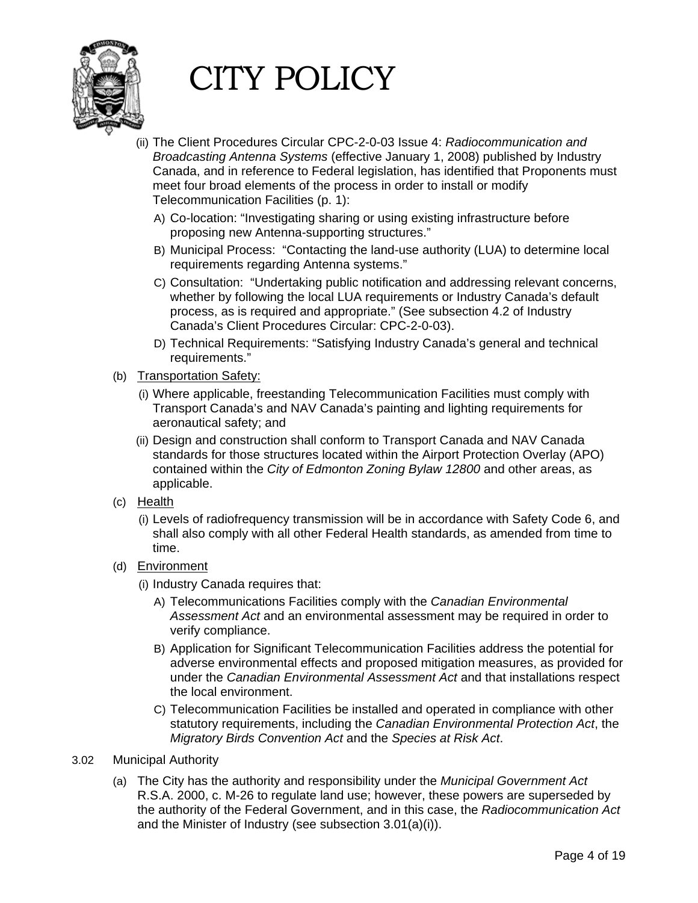# CITY POLICY

(ii) The Client Procedures Circular CPC-2-0-03 Issue 4: *Radiocommunication and Broadcasting Antenna Systems* (effective January 1, 2008) published by Industry Canada, and in reference to Federal legislation, has identified that Proponents must meet four broad elements of the process in order to install or modify Telecommunication Facilities (p. 1):

A) Co-location: "Investigating sharing or using existing infrastructure before proposing new Antenna-supporting structures."

B) Municipal Process: "Contacting the land-use authority (LUA) to determine local requirements regarding Antenna systems."

C) Consultation: "Undertaking public notification and addressing relevant concerns, whether by following the local LUA requirements or Industry Canada's default process, as is required and appropriate." (See subsection 4.2 of Industry Canada's Client Procedures Circular: CPC-2-0-03).

D) Technical Requirements: "Satisfying Industry Canada's general and technical requirements."

(b) Transportation Safety:

(i) Where applicable, freestanding Telecommunication Facilities must comply with Transport Canada's and NAV Canada's painting and lighting requirements for aeronautical safety; and

(ii) Design and construction shall conform to Transport Canada and NAV Canada standards for those structures located within the Airport Protection Overlay (APO) contained within the *City of Edmonton Zoning Bylaw 12800* and other areas, as applicable.

(c) Health

(i) Levels of radiofrequency transmission will be in accordance with Safety Code 6, and shall also comply with all other Federal Health standards, as amended from time to time.

(d) Environment

(i) Industry Canada requires that:

A) Telecommunications Facilities comply with the *Canadian Environmental Assessment Act* and an environmental assessment may be required in order to verify compliance.

B) Application for Significant Telecommunication Facilities address the potential for adverse environmental effects and proposed mitigation measures, as provided for under the *Canadian Environmental Assessment Act* and that installations respect the local environment.

C) Telecommunication Facilities be installed and operated in compliance with other statutory requirements, including the *Canadian Environmental Protection Act*, the *Migratory Birds Convention Act* and the *Species at Risk Act*.

3.02 Municipal Authority

(a) The City has the authority and responsibility under the *Municipal Government Act* R.S.A. 2000, c. M-26 to regulate land use; however, these powers are superseded by the authority of the Federal Government, and in this case, the *Radiocommunication Act* and the Minister of Industry (see subsection 3.01(a)(i)).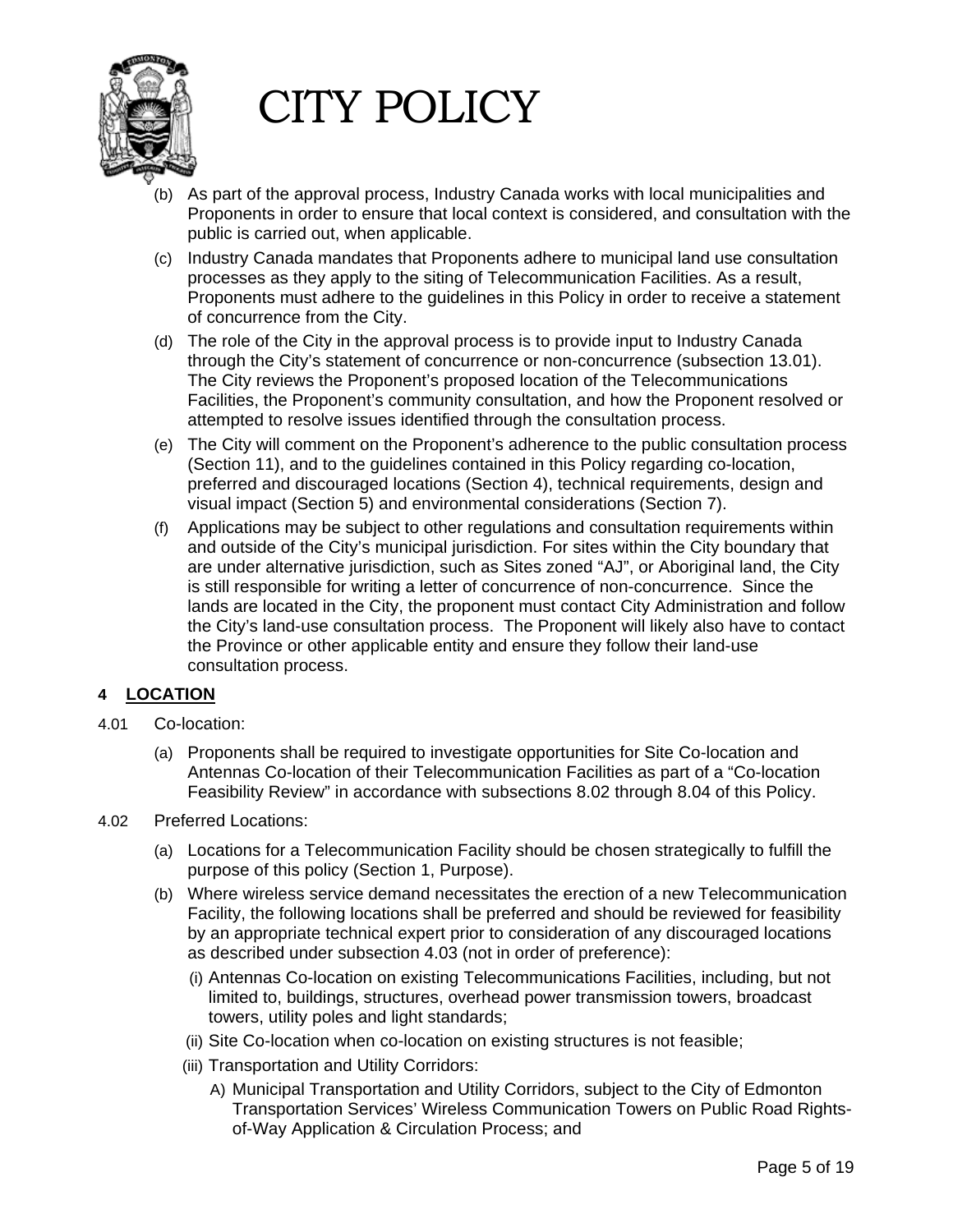(b) As part of the approval process, Industry Canada works with local municipalities and Proponents in order to ensure that local context is considered, and consultation with the public is carried out, when applicable.

(c) Industry Canada mandates that Proponents adhere to municipal land use consultation processes as they apply to the siting of Telecommunication Facilities. As a result, Proponents must adhere to the guidelines in this Policy in order to receive a statement of concurrence from the City.

(d) The role of the City in the approval process is to provide input to Industry Canada through the City's statement of concurrence or non-concurrence (subsection 13.01). The City reviews the Proponent's proposed location of the Telecommunications Facilities, the Proponent's community consultation, and how the Proponent resolved or attempted to resolve issues identified through the consultation process.

(e) The City will comment on the Proponent's adherence to the public consultation process (Section 11), and to the guidelines contained in this Policy regarding co-location, preferred and discouraged locations (Section 4), technical requirements, design and visual impact (Section 5) and environmental considerations (Section 7).

(f) Applications may be subject to other regulations and consultation requirements within and outside of the City's municipal jurisdiction. For sites within the City boundary that are under alternative jurisdiction, such as Sites zoned "AJ", or Aboriginal land, the City is still responsible for writing a letter of concurrence of non-concurrence. Since the lands are located in the City, the proponent must contact City Administration and follow the City's land-use consultation process. The Proponent will likely also have to contact the Province or other applicable entity and ensure they follow their land-use consultation process.

## 4 LOCATION

4.01 Co-location:

(a) Proponents shall be required to investigate opportunities for Site Co-location and Antennas Co-location of their Telecommunication Facilities as part of a "Co-location Feasibility Review" in accordance with subsections 8.02 through 8.04 of this Policy.

4.02 Preferred Locations:

(a) Locations for a Telecommunication Facility should be chosen strategically to fulfill the purpose of this policy (Section 1, Purpose).

(b) Where wireless service demand necessitates the erection of a new Telecommunication Facility, the following locations shall be preferred and should be reviewed for feasibility by an appropriate technical expert prior to consideration of any discouraged locations as described under subsection 4.03 (not in order of preference):

  (i) Antennas Co-location on existing Telecommunications Facilities, including, but not limited to, buildings, structures, overhead power transmission towers, broadcast towers, utility poles and light standards;

  (ii) Site Co-location when co-location on existing structures is not feasible;

  (iii) Transportation and Utility Corridors:

    A) Municipal Transportation and Utility Corridors, subject to the City of Edmonton Transportation Services' Wireless Communication Towers on Public Road Rights-of-Way Application & Circulation Process; and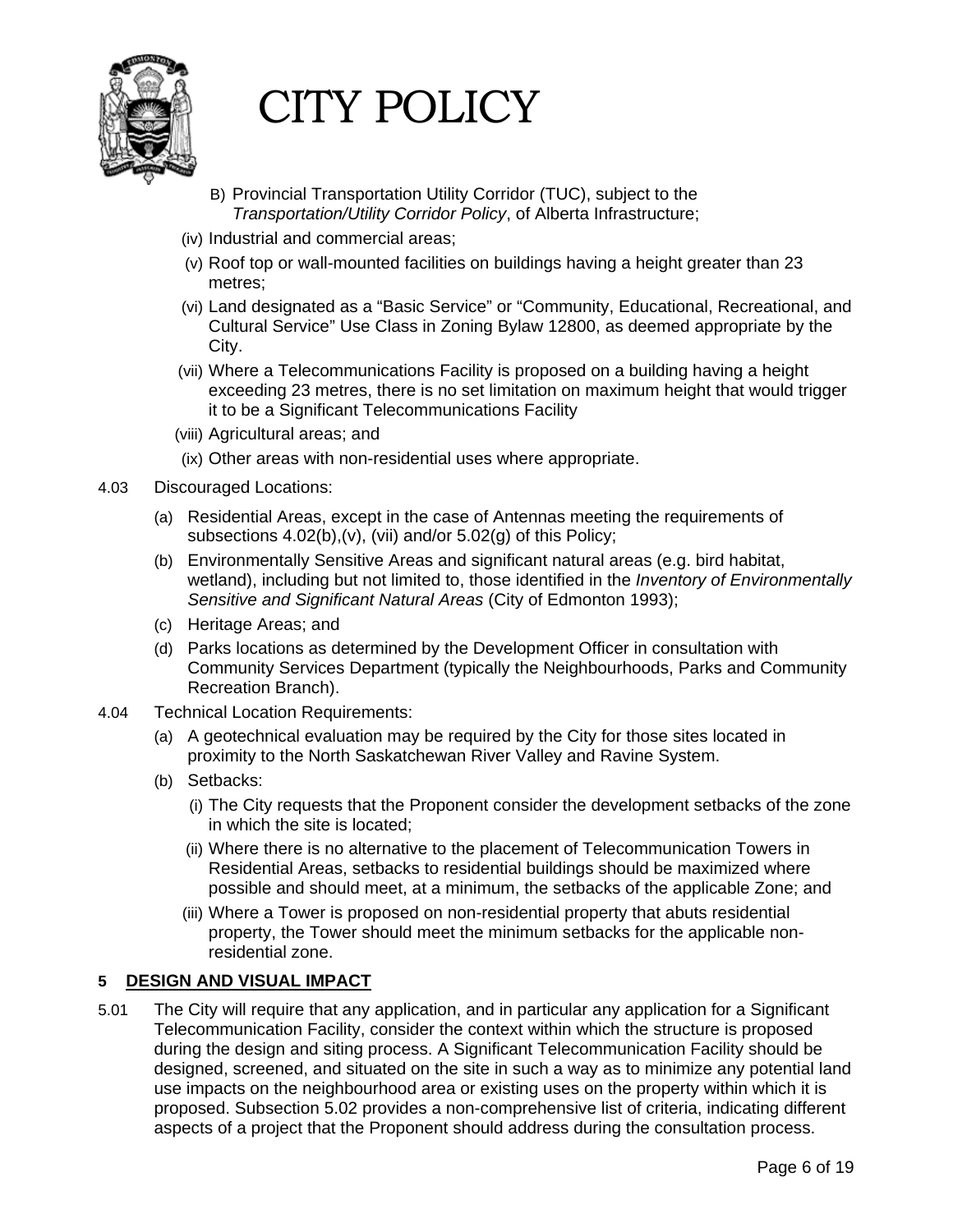B) Provincial Transportation Utility Corridor (TUC), subject to the *Transportation/Utility Corridor Policy*, of Alberta Infrastructure;

(iv) Industrial and commercial areas;

(v) Roof top or wall-mounted facilities on buildings having a height greater than 23 metres;

(vi) Land designated as a "Basic Service" or "Community, Educational, Recreational, and Cultural Service" Use Class in Zoning Bylaw 12800, as deemed appropriate by the City.

(vii) Where a Telecommunications Facility is proposed on a building having a height exceeding 23 metres, there is no set limitation on maximum height that would trigger it to be a Significant Telecommunications Facility

(viii) Agricultural areas; and

(ix) Other areas with non-residential uses where appropriate.

4.03 Discouraged Locations:

(a) Residential Areas, except in the case of Antennas meeting the requirements of subsections 4.02(b),(v), (vii) and/or 5.02(g) of this Policy;

(b) Environmentally Sensitive Areas and significant natural areas (e.g. bird habitat, wetland), including but not limited to, those identified in the *Inventory of Environmentally Sensitive and Significant Natural Areas* (City of Edmonton 1993);

(c) Heritage Areas; and

(d) Parks locations as determined by the Development Officer in consultation with Community Services Department (typically the Neighbourhoods, Parks and Community Recreation Branch).

4.04 Technical Location Requirements:

(a) A geotechnical evaluation may be required by the City for those sites located in proximity to the North Saskatchewan River Valley and Ravine System.

(b) Setbacks:

(i) The City requests that the Proponent consider the development setbacks of the zone in which the site is located;

(ii) Where there is no alternative to the placement of Telecommunication Towers in Residential Areas, setbacks to residential buildings should be maximized where possible and should meet, at a minimum, the setbacks of the applicable Zone; and

(iii) Where a Tower is proposed on non-residential property that abuts residential property, the Tower should meet the minimum setbacks for the applicable non-residential zone.

## 5 DESIGN AND VISUAL IMPACT

5.01 The City will require that any application, and in particular any application for a Significant Telecommunication Facility, consider the context within which the structure is proposed during the design and siting process. A Significant Telecommunication Facility should be designed, screened, and situated on the site in such a way as to minimize any potential land use impacts on the neighbourhood area or existing uses on the property within which it is proposed. Subsection 5.02 provides a non-comprehensive list of criteria, indicating different aspects of a project that the Proponent should address during the consultation process.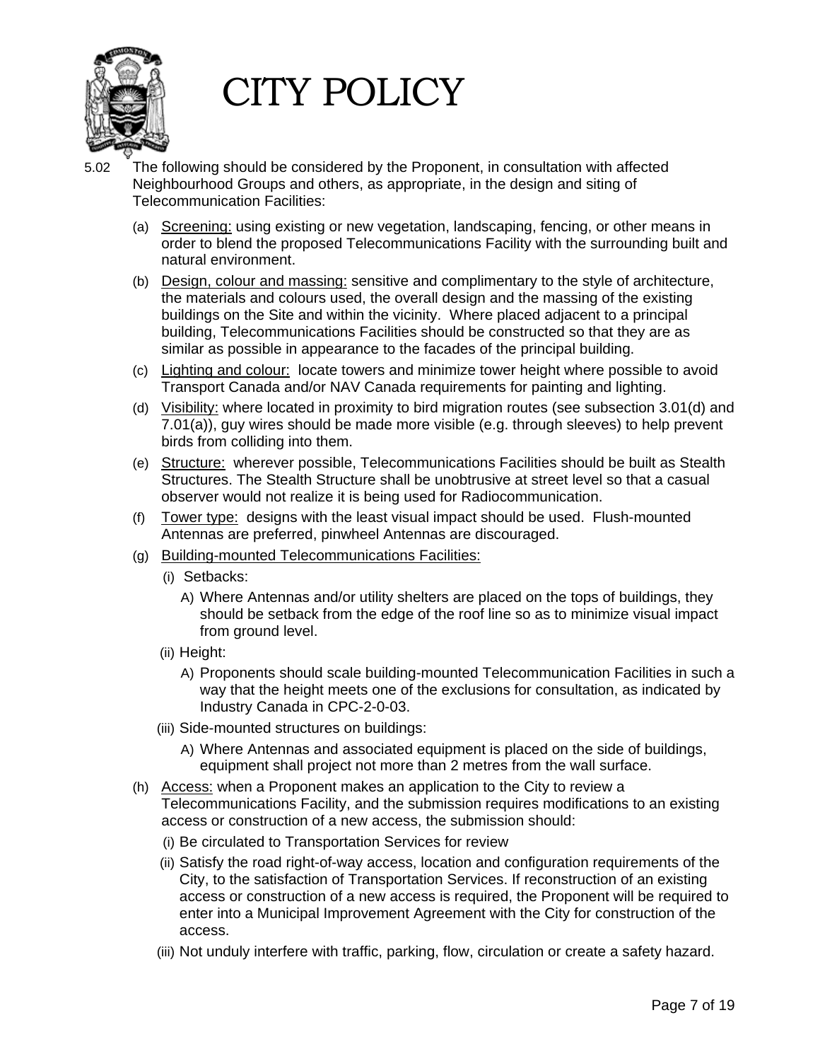5.02 The following should be considered by the Proponent, in consultation with affected Neighbourhood Groups and others, as appropriate, in the design and siting of Telecommunication Facilities:

(a) Screening: using existing or new vegetation, landscaping, fencing, or other means in order to blend the proposed Telecommunications Facility with the surrounding built and natural environment.

(b) Design, colour and massing: sensitive and complimentary to the style of architecture, the materials and colours used, the overall design and the massing of the existing buildings on the Site and within the vicinity. Where placed adjacent to a principal building, Telecommunications Facilities should be constructed so that they are as similar as possible in appearance to the facades of the principal building.

(c) Lighting and colour: locate towers and minimize tower height where possible to avoid Transport Canada and/or NAV Canada requirements for painting and lighting.

(d) Visibility: where located in proximity to bird migration routes (see subsection 3.01(d) and 7.01(a)), guy wires should be made more visible (e.g. through sleeves) to help prevent birds from colliding into them.

(e) Structure: wherever possible, Telecommunications Facilities should be built as Stealth Structures. The Stealth Structure shall be unobtrusive at street level so that a casual observer would not realize it is being used for Radiocommunication.

(f) Tower type: designs with the least visual impact should be used. Flush-mounted Antennas are preferred, pinwheel Antennas are discouraged.

(g) Building-mounted Telecommunications Facilities:

  (i) Setbacks:

    A) Where Antennas and/or utility shelters are placed on the tops of buildings, they should be setback from the edge of the roof line so as to minimize visual impact from ground level.

  (ii) Height:

    A) Proponents should scale building-mounted Telecommunication Facilities in such a way that the height meets one of the exclusions for consultation, as indicated by Industry Canada in CPC-2-0-03.

  (iii) Side-mounted structures on buildings:

    A) Where Antennas and associated equipment is placed on the side of buildings, equipment shall project not more than 2 metres from the wall surface.

(h) Access: when a Proponent makes an application to the City to review a Telecommunications Facility, and the submission requires modifications to an existing access or construction of a new access, the submission should:

  (i) Be circulated to Transportation Services for review

  (ii) Satisfy the road right-of-way access, location and configuration requirements of the City, to the satisfaction of Transportation Services. If reconstruction of an existing access or construction of a new access is required, the Proponent will be required to enter into a Municipal Improvement Agreement with the City for construction of the access.

  (iii) Not unduly interfere with traffic, parking, flow, circulation or create a safety hazard.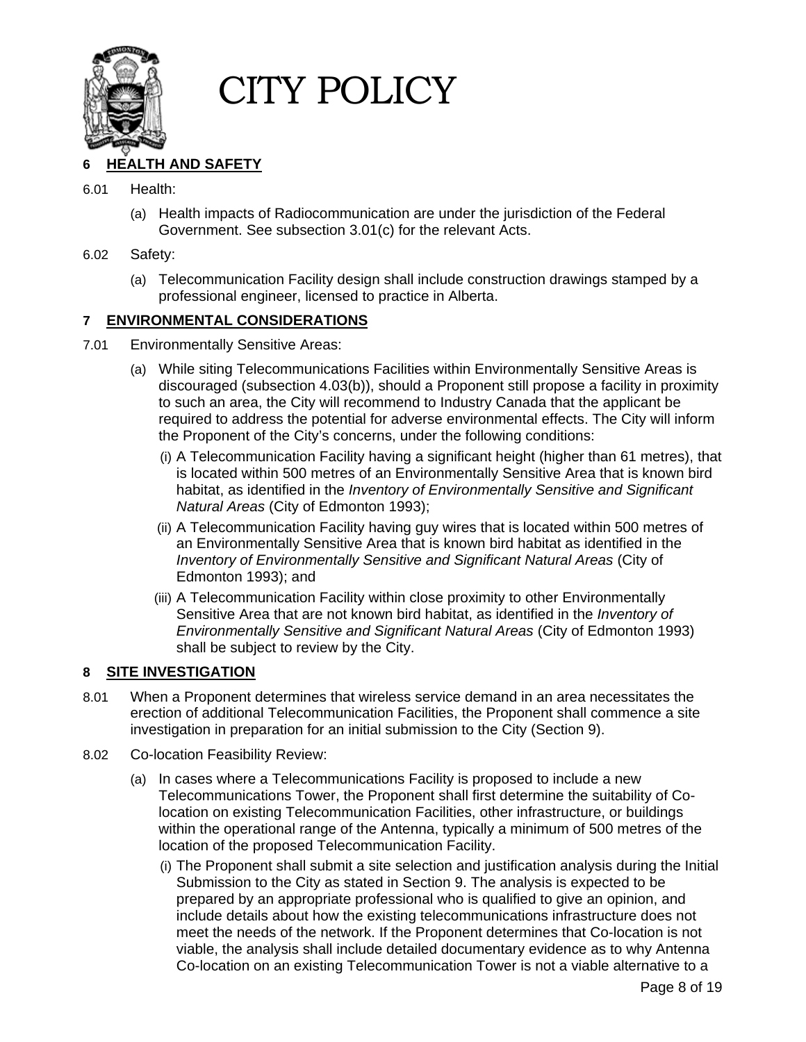# CITY POLICY

## 6 HEALTH AND SAFETY

6.01 Health:

(a) Health impacts of Radiocommunication are under the jurisdiction of the Federal Government. See subsection 3.01(c) for the relevant Acts.

6.02 Safety:

(a) Telecommunication Facility design shall include construction drawings stamped by a professional engineer, licensed to practice in Alberta.

## 7 ENVIRONMENTAL CONSIDERATIONS

7.01 Environmentally Sensitive Areas:

(a) While siting Telecommunications Facilities within Environmentally Sensitive Areas is discouraged (subsection 4.03(b)), should a Proponent still propose a facility in proximity to such an area, the City will recommend to Industry Canada that the applicant be required to address the potential for adverse environmental effects. The City will inform the Proponent of the City's concerns, under the following conditions:

(i) A Telecommunication Facility having a significant height (higher than 61 metres), that is located within 500 metres of an Environmentally Sensitive Area that is known bird habitat, as identified in the *Inventory of Environmentally Sensitive and Significant Natural Areas* (City of Edmonton 1993);

(ii) A Telecommunication Facility having guy wires that is located within 500 metres of an Environmentally Sensitive Area that is known bird habitat as identified in the *Inventory of Environmentally Sensitive and Significant Natural Areas* (City of Edmonton 1993); and

(iii) A Telecommunication Facility within close proximity to other Environmentally Sensitive Area that are not known bird habitat, as identified in the *Inventory of Environmentally Sensitive and Significant Natural Areas* (City of Edmonton 1993) shall be subject to review by the City.

## 8 SITE INVESTIGATION

8.01 When a Proponent determines that wireless service demand in an area necessitates the erection of additional Telecommunication Facilities, the Proponent shall commence a site investigation in preparation for an initial submission to the City (Section 9).

8.02 Co-location Feasibility Review:

(a) In cases where a Telecommunications Facility is proposed to include a new Telecommunications Tower, the Proponent shall first determine the suitability of Co-location on existing Telecommunication Facilities, other infrastructure, or buildings within the operational range of the Antenna, typically a minimum of 500 metres of the location of the proposed Telecommunication Facility.

(i) The Proponent shall submit a site selection and justification analysis during the Initial Submission to the City as stated in Section 9. The analysis is expected to be prepared by an appropriate professional who is qualified to give an opinion, and include details about how the existing telecommunications infrastructure does not meet the needs of the network. If the Proponent determines that Co-location is not viable, the analysis shall include detailed documentary evidence as to why Antenna Co-location on an existing Telecommunication Tower is not a viable alternative to a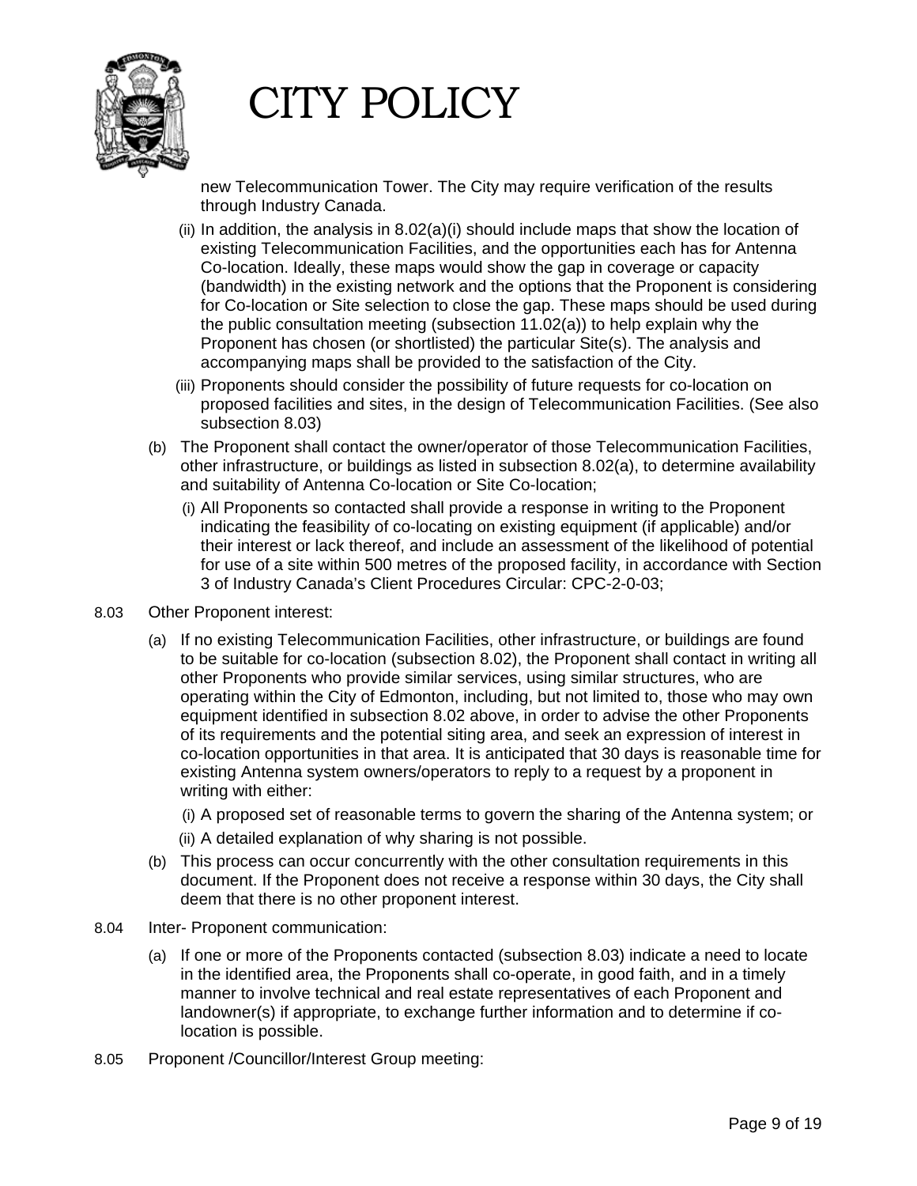new Telecommunication Tower. The City may require verification of the results through Industry Canada.

(ii) In addition, the analysis in 8.02(a)(i) should include maps that show the location of existing Telecommunication Facilities, and the opportunities each has for Antenna Co-location. Ideally, these maps would show the gap in coverage or capacity (bandwidth) in the existing network and the options that the Proponent is considering for Co-location or Site selection to close the gap. These maps should be used during the public consultation meeting (subsection 11.02(a)) to help explain why the Proponent has chosen (or shortlisted) the particular Site(s). The analysis and accompanying maps shall be provided to the satisfaction of the City.

(iii) Proponents should consider the possibility of future requests for co-location on proposed facilities and sites, in the design of Telecommunication Facilities. (See also subsection 8.03)

(b) The Proponent shall contact the owner/operator of those Telecommunication Facilities, other infrastructure, or buildings as listed in subsection 8.02(a), to determine availability and suitability of Antenna Co-location or Site Co-location;

(i) All Proponents so contacted shall provide a response in writing to the Proponent indicating the feasibility of co-locating on existing equipment (if applicable) and/or their interest or lack thereof, and include an assessment of the likelihood of potential for use of a site within 500 metres of the proposed facility, in accordance with Section 3 of Industry Canada's Client Procedures Circular: CPC-2-0-03;

8.03 Other Proponent interest:

(a) If no existing Telecommunication Facilities, other infrastructure, or buildings are found to be suitable for co-location (subsection 8.02), the Proponent shall contact in writing all other Proponents who provide similar services, using similar structures, who are operating within the City of Edmonton, including, but not limited to, those who may own equipment identified in subsection 8.02 above, in order to advise the other Proponents of its requirements and the potential siting area, and seek an expression of interest in co-location opportunities in that area. It is anticipated that 30 days is reasonable time for existing Antenna system owners/operators to reply to a request by a proponent in writing with either:

(i) A proposed set of reasonable terms to govern the sharing of the Antenna system; or

(ii) A detailed explanation of why sharing is not possible.

(b) This process can occur concurrently with the other consultation requirements in this document. If the Proponent does not receive a response within 30 days, the City shall deem that there is no other proponent interest.

8.04 Inter- Proponent communication:

(a) If one or more of the Proponents contacted (subsection 8.03) indicate a need to locate in the identified area, the Proponents shall co-operate, in good faith, and in a timely manner to involve technical and real estate representatives of each Proponent and landowner(s) if appropriate, to exchange further information and to determine if co-location is possible.

8.05 Proponent /Councillor/Interest Group meeting: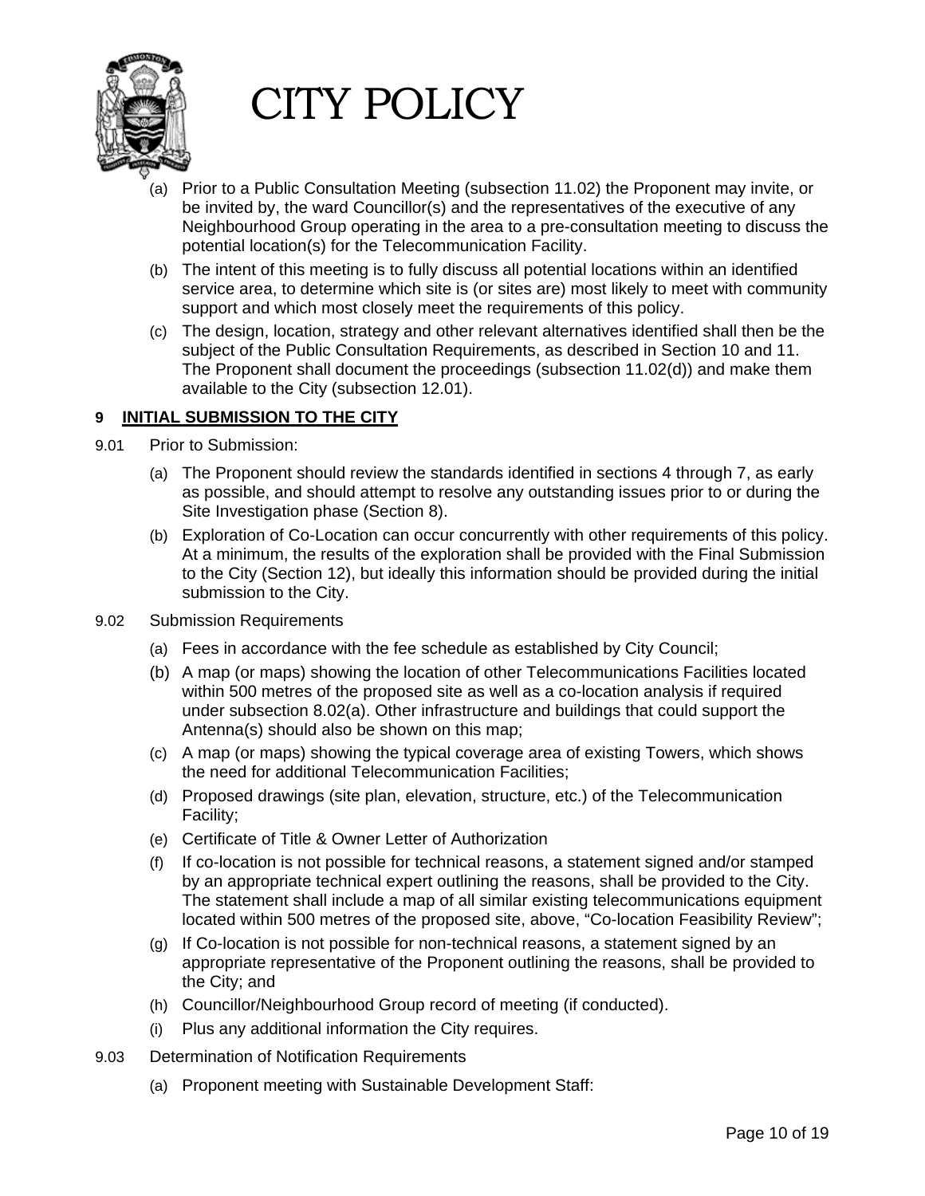(a) Prior to a Public Consultation Meeting (subsection 11.02) the Proponent may invite, or be invited by, the ward Councillor(s) and the representatives of the executive of any Neighbourhood Group operating in the area to a pre-consultation meeting to discuss the potential location(s) for the Telecommunication Facility.

(b) The intent of this meeting is to fully discuss all potential locations within an identified service area, to determine which site is (or sites are) most likely to meet with community support and which most closely meet the requirements of this policy.

(c) The design, location, strategy and other relevant alternatives identified shall then be the subject of the Public Consultation Requirements, as described in Section 10 and 11. The Proponent shall document the proceedings (subsection 11.02(d)) and make them available to the City (subsection 12.01).

## 9 INITIAL SUBMISSION TO THE CITY

9.01 Prior to Submission:

(a) The Proponent should review the standards identified in sections 4 through 7, as early as possible, and should attempt to resolve any outstanding issues prior to or during the Site Investigation phase (Section 8).

(b) Exploration of Co-Location can occur concurrently with other requirements of this policy. At a minimum, the results of the exploration shall be provided with the Final Submission to the City (Section 12), but ideally this information should be provided during the initial submission to the City.

9.02 Submission Requirements

(a) Fees in accordance with the fee schedule as established by City Council;

(b) A map (or maps) showing the location of other Telecommunications Facilities located within 500 metres of the proposed site as well as a co-location analysis if required under subsection 8.02(a). Other infrastructure and buildings that could support the Antenna(s) should also be shown on this map;

(c) A map (or maps) showing the typical coverage area of existing Towers, which shows the need for additional Telecommunication Facilities;

(d) Proposed drawings (site plan, elevation, structure, etc.) of the Telecommunication Facility;

(e) Certificate of Title & Owner Letter of Authorization

(f) If co-location is not possible for technical reasons, a statement signed and/or stamped by an appropriate technical expert outlining the reasons, shall be provided to the City. The statement shall include a map of all similar existing telecommunications equipment located within 500 metres of the proposed site, above, "Co-location Feasibility Review";

(g) If Co-location is not possible for non-technical reasons, a statement signed by an appropriate representative of the Proponent outlining the reasons, shall be provided to the City; and

(h) Councillor/Neighbourhood Group record of meeting (if conducted).

(i) Plus any additional information the City requires.

9.03 Determination of Notification Requirements

(a) Proponent meeting with Sustainable Development Staff: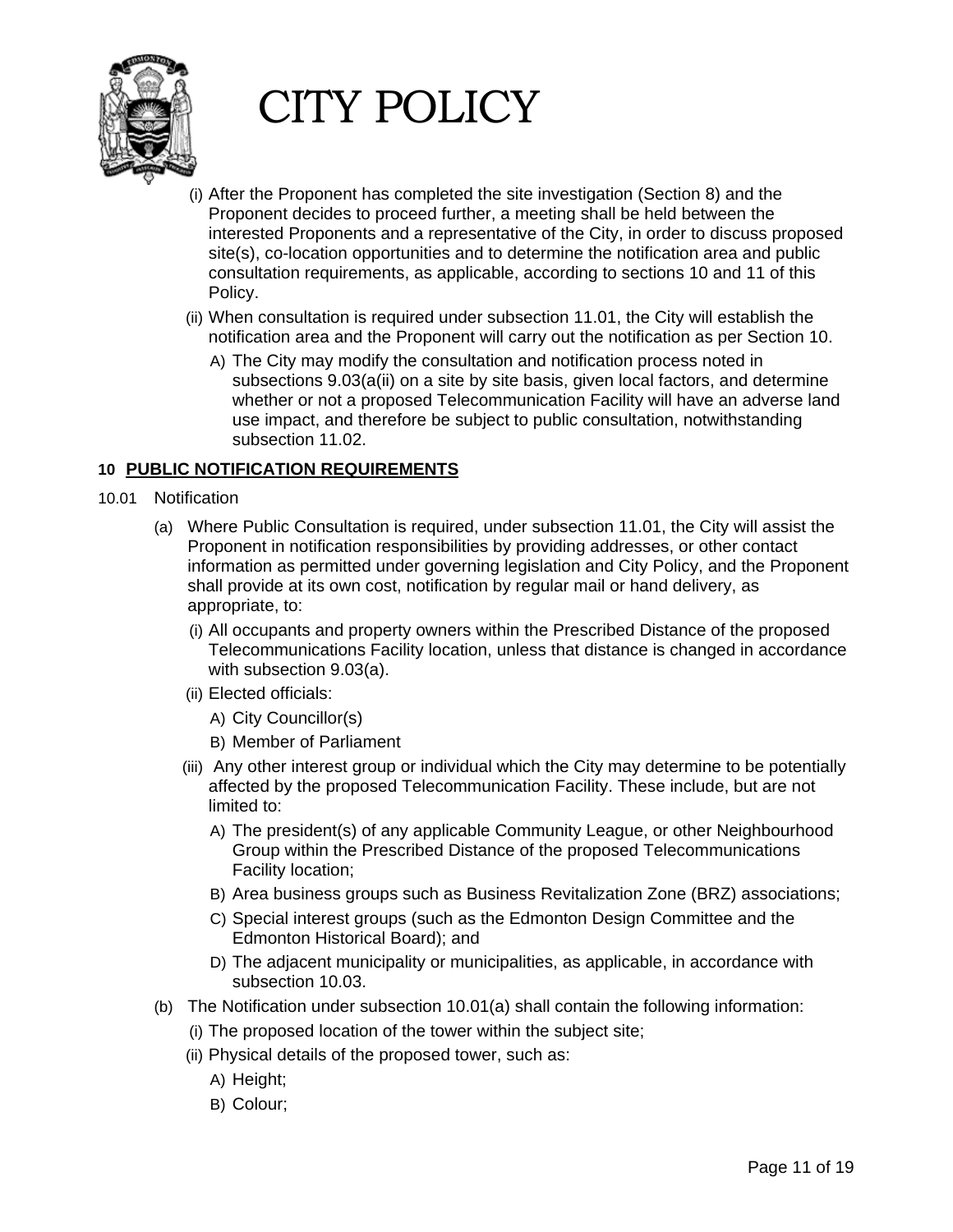(i) After the Proponent has completed the site investigation (Section 8) and the Proponent decides to proceed further, a meeting shall be held between the interested Proponents and a representative of the City, in order to discuss proposed site(s), co-location opportunities and to determine the notification area and public consultation requirements, as applicable, according to sections 10 and 11 of this Policy.

(ii) When consultation is required under subsection 11.01, the City will establish the notification area and the Proponent will carry out the notification as per Section 10.

A) The City may modify the consultation and notification process noted in subsections 9.03(a(ii) on a site by site basis, given local factors, and determine whether or not a proposed Telecommunication Facility will have an adverse land use impact, and therefore be subject to public consultation, notwithstanding subsection 11.02.

## 10 PUBLIC NOTIFICATION REQUIREMENTS

10.01 Notification

(a) Where Public Consultation is required, under subsection 11.01, the City will assist the Proponent in notification responsibilities by providing addresses, or other contact information as permitted under governing legislation and City Policy, and the Proponent shall provide at its own cost, notification by regular mail or hand delivery, as appropriate, to:

(i) All occupants and property owners within the Prescribed Distance of the proposed Telecommunications Facility location, unless that distance is changed in accordance with subsection 9.03(a).

(ii) Elected officials:

A) City Councillor(s)

B) Member of Parliament

(iii) Any other interest group or individual which the City may determine to be potentially affected by the proposed Telecommunication Facility. These include, but are not limited to:

A) The president(s) of any applicable Community League, or other Neighbourhood Group within the Prescribed Distance of the proposed Telecommunications Facility location;

B) Area business groups such as Business Revitalization Zone (BRZ) associations;

C) Special interest groups (such as the Edmonton Design Committee and the Edmonton Historical Board); and

D) The adjacent municipality or municipalities, as applicable, in accordance with subsection 10.03.

(b) The Notification under subsection 10.01(a) shall contain the following information:

(i) The proposed location of the tower within the subject site;

(ii) Physical details of the proposed tower, such as:

A) Height;

B) Colour;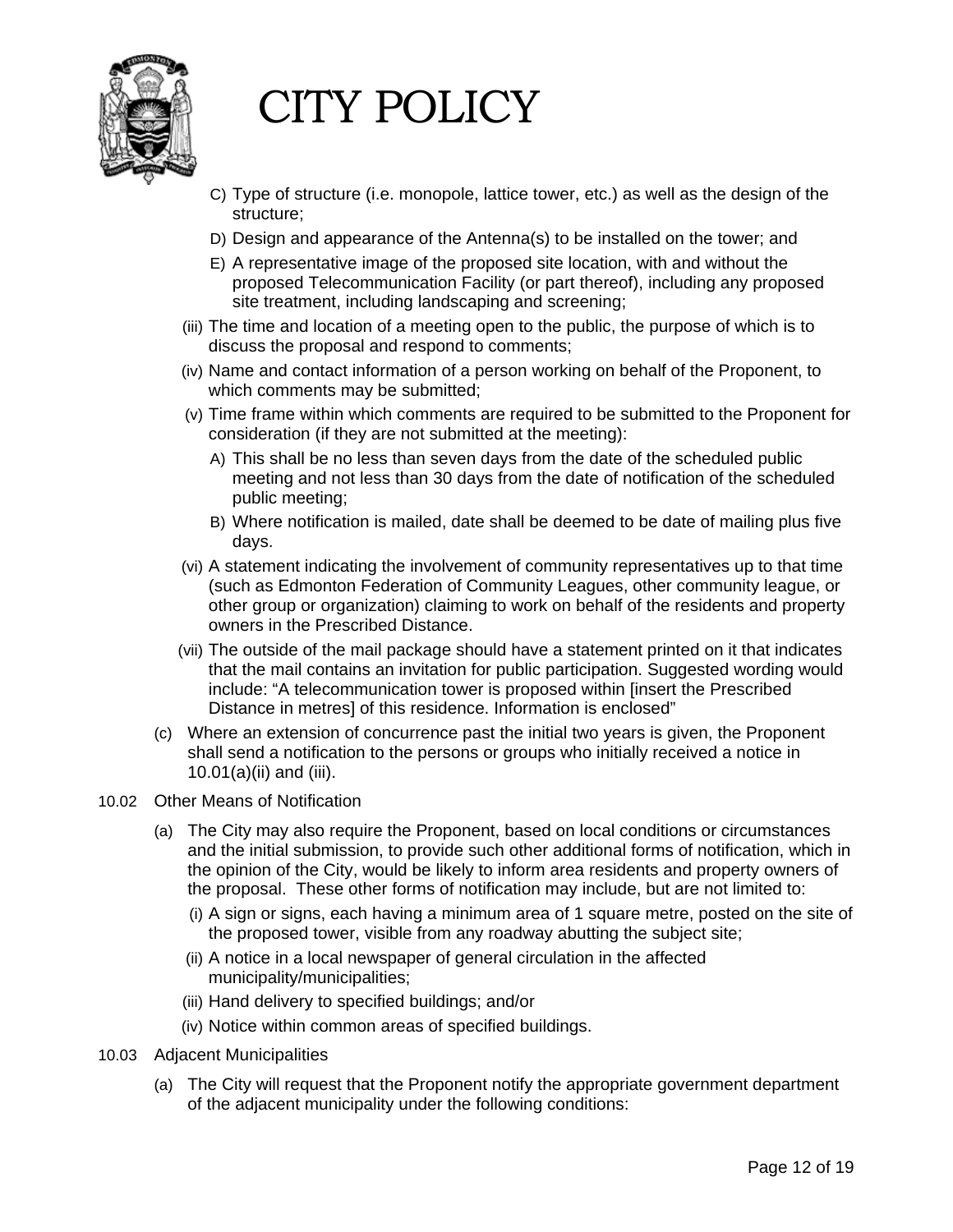# CITY POLICY

C) Type of structure (i.e. monopole, lattice tower, etc.) as well as the design of the structure;

D) Design and appearance of the Antenna(s) to be installed on the tower; and

E) A representative image of the proposed site location, with and without the proposed Telecommunication Facility (or part thereof), including any proposed site treatment, including landscaping and screening;

(iii) The time and location of a meeting open to the public, the purpose of which is to discuss the proposal and respond to comments;

(iv) Name and contact information of a person working on behalf of the Proponent, to which comments may be submitted;

(v) Time frame within which comments are required to be submitted to the Proponent for consideration (if they are not submitted at the meeting):

A) This shall be no less than seven days from the date of the scheduled public meeting and not less than 30 days from the date of notification of the scheduled public meeting;

B) Where notification is mailed, date shall be deemed to be date of mailing plus five days.

(vi) A statement indicating the involvement of community representatives up to that time (such as Edmonton Federation of Community Leagues, other community league, or other group or organization) claiming to work on behalf of the residents and property owners in the Prescribed Distance.

(vii) The outside of the mail package should have a statement printed on it that indicates that the mail contains an invitation for public participation. Suggested wording would include: "A telecommunication tower is proposed within [insert the Prescribed Distance in metres] of this residence. Information is enclosed"

(c) Where an extension of concurrence past the initial two years is given, the Proponent shall send a notification to the persons or groups who initially received a notice in 10.01(a)(ii) and (iii).

10.02 Other Means of Notification

(a) The City may also require the Proponent, based on local conditions or circumstances and the initial submission, to provide such other additional forms of notification, which in the opinion of the City, would be likely to inform area residents and property owners of the proposal. These other forms of notification may include, but are not limited to:

(i) A sign or signs, each having a minimum area of 1 square metre, posted on the site of the proposed tower, visible from any roadway abutting the subject site;

(ii) A notice in a local newspaper of general circulation in the affected municipality/municipalities;

(iii) Hand delivery to specified buildings; and/or

(iv) Notice within common areas of specified buildings.

10.03 Adjacent Municipalities

(a) The City will request that the Proponent notify the appropriate government department of the adjacent municipality under the following conditions: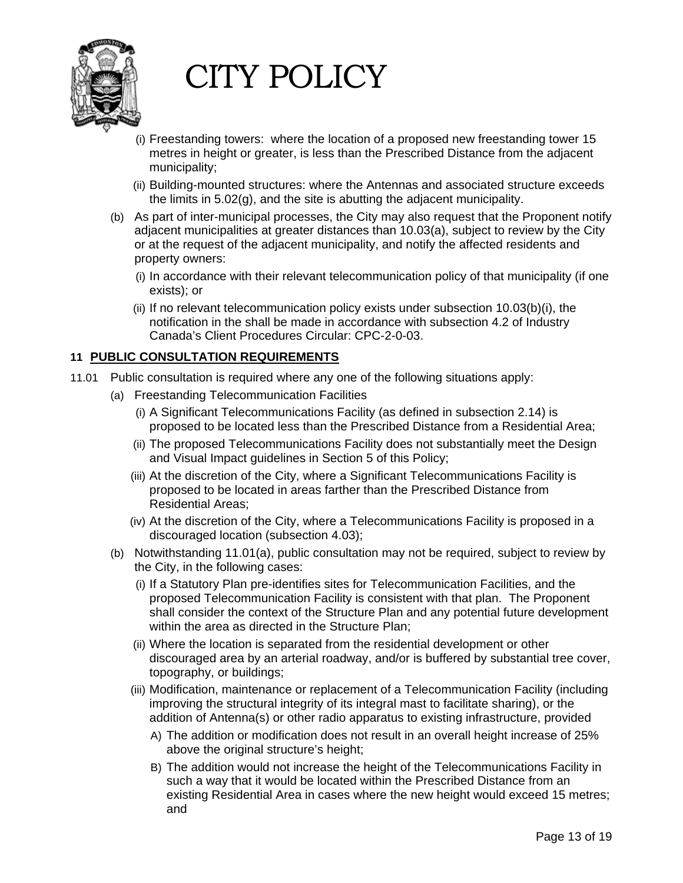(i) Freestanding towers: where the location of a proposed new freestanding tower 15 metres in height or greater, is less than the Prescribed Distance from the adjacent municipality;

(ii) Building-mounted structures: where the Antennas and associated structure exceeds the limits in 5.02(g), and the site is abutting the adjacent municipality.

(b) As part of inter-municipal processes, the City may also request that the Proponent notify adjacent municipalities at greater distances than 10.03(a), subject to review by the City or at the request of the adjacent municipality, and notify the affected residents and property owners:

(i) In accordance with their relevant telecommunication policy of that municipality (if one exists); or

(ii) If no relevant telecommunication policy exists under subsection 10.03(b)(i), the notification in the shall be made in accordance with subsection 4.2 of Industry Canada's Client Procedures Circular: CPC-2-0-03.

## 11 PUBLIC CONSULTATION REQUIREMENTS

11.01 Public consultation is required where any one of the following situations apply:

(a) Freestanding Telecommunication Facilities

(i) A Significant Telecommunications Facility (as defined in subsection 2.14) is proposed to be located less than the Prescribed Distance from a Residential Area;

(ii) The proposed Telecommunications Facility does not substantially meet the Design and Visual Impact guidelines in Section 5 of this Policy;

(iii) At the discretion of the City, where a Significant Telecommunications Facility is proposed to be located in areas farther than the Prescribed Distance from Residential Areas;

(iv) At the discretion of the City, where a Telecommunications Facility is proposed in a discouraged location (subsection 4.03);

(b) Notwithstanding 11.01(a), public consultation may not be required, subject to review by the City, in the following cases:

(i) If a Statutory Plan pre-identifies sites for Telecommunication Facilities, and the proposed Telecommunication Facility is consistent with that plan. The Proponent shall consider the context of the Structure Plan and any potential future development within the area as directed in the Structure Plan;

(ii) Where the location is separated from the residential development or other discouraged area by an arterial roadway, and/or is buffered by substantial tree cover, topography, or buildings;

(iii) Modification, maintenance or replacement of a Telecommunication Facility (including improving the structural integrity of its integral mast to facilitate sharing), or the addition of Antenna(s) or other radio apparatus to existing infrastructure, provided

A) The addition or modification does not result in an overall height increase of 25% above the original structure's height;

B) The addition would not increase the height of the Telecommunications Facility in such a way that it would be located within the Prescribed Distance from an existing Residential Area in cases where the new height would exceed 15 metres; and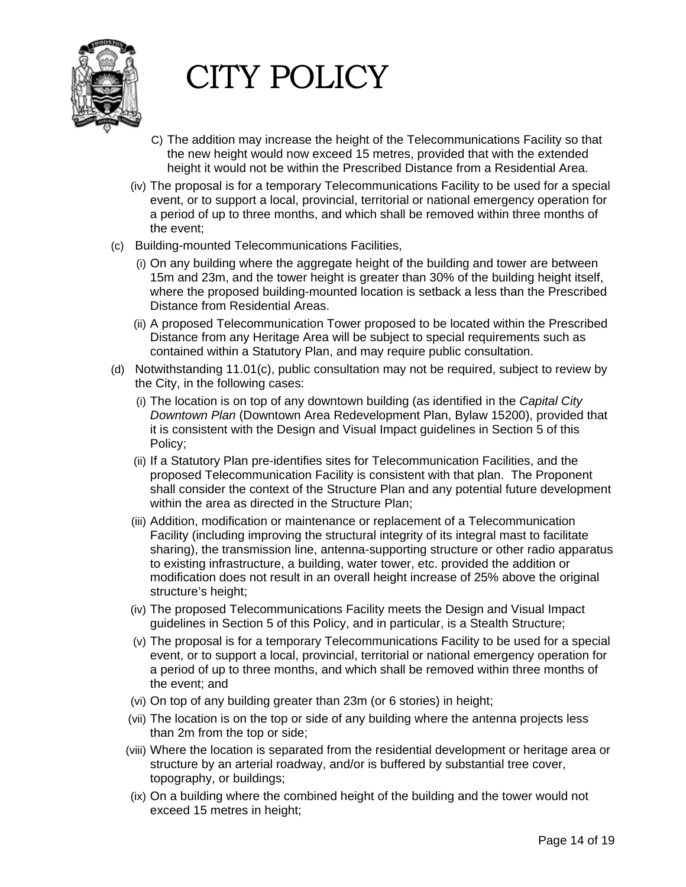C) The addition may increase the height of the Telecommunications Facility so that the new height would now exceed 15 metres, provided that with the extended height it would not be within the Prescribed Distance from a Residential Area.

(iv) The proposal is for a temporary Telecommunications Facility to be used for a special event, or to support a local, provincial, territorial or national emergency operation for a period of up to three months, and which shall be removed within three months of the event;

(c) Building-mounted Telecommunications Facilities,

(i) On any building where the aggregate height of the building and tower are between 15m and 23m, and the tower height is greater than 30% of the building height itself, where the proposed building-mounted location is setback a less than the Prescribed Distance from Residential Areas.

(ii) A proposed Telecommunication Tower proposed to be located within the Prescribed Distance from any Heritage Area will be subject to special requirements such as contained within a Statutory Plan, and may require public consultation.

(d) Notwithstanding 11.01(c), public consultation may not be required, subject to review by the City, in the following cases:

(i) The location is on top of any downtown building (as identified in the *Capital City Downtown Plan* (Downtown Area Redevelopment Plan, Bylaw 15200), provided that it is consistent with the Design and Visual Impact guidelines in Section 5 of this Policy;

(ii) If a Statutory Plan pre-identifies sites for Telecommunication Facilities, and the proposed Telecommunication Facility is consistent with that plan. The Proponent shall consider the context of the Structure Plan and any potential future development within the area as directed in the Structure Plan;

(iii) Addition, modification or maintenance or replacement of a Telecommunication Facility (including improving the structural integrity of its integral mast to facilitate sharing), the transmission line, antenna-supporting structure or other radio apparatus to existing infrastructure, a building, water tower, etc. provided the addition or modification does not result in an overall height increase of 25% above the original structure's height;

(iv) The proposed Telecommunications Facility meets the Design and Visual Impact guidelines in Section 5 of this Policy, and in particular, is a Stealth Structure;

(v) The proposal is for a temporary Telecommunications Facility to be used for a special event, or to support a local, provincial, territorial or national emergency operation for a period of up to three months, and which shall be removed within three months of the event; and

(vi) On top of any building greater than 23m (or 6 stories) in height;

(vii) The location is on the top or side of any building where the antenna projects less than 2m from the top or side;

(viii) Where the location is separated from the residential development or heritage area or structure by an arterial roadway, and/or is buffered by substantial tree cover, topography, or buildings;

(ix) On a building where the combined height of the building and the tower would not exceed 15 metres in height;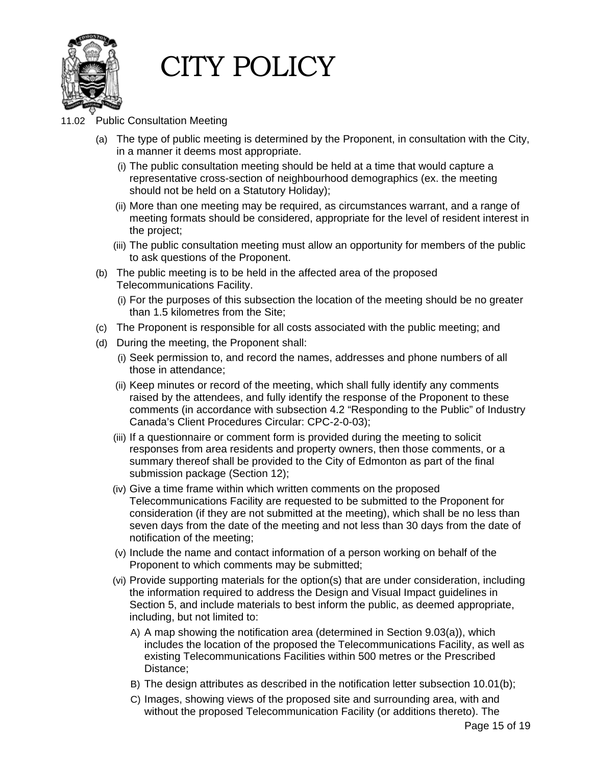11.02 Public Consultation Meeting

(a) The type of public meeting is determined by the Proponent, in consultation with the City, in a manner it deems most appropriate.

  (i) The public consultation meeting should be held at a time that would capture a representative cross-section of neighbourhood demographics (ex. the meeting should not be held on a Statutory Holiday);

  (ii) More than one meeting may be required, as circumstances warrant, and a range of meeting formats should be considered, appropriate for the level of resident interest in the project;

  (iii) The public consultation meeting must allow an opportunity for members of the public to ask questions of the Proponent.

(b) The public meeting is to be held in the affected area of the proposed Telecommunications Facility.

  (i) For the purposes of this subsection the location of the meeting should be no greater than 1.5 kilometres from the Site;

(c) The Proponent is responsible for all costs associated with the public meeting; and

(d) During the meeting, the Proponent shall:

  (i) Seek permission to, and record the names, addresses and phone numbers of all those in attendance;

  (ii) Keep minutes or record of the meeting, which shall fully identify any comments raised by the attendees, and fully identify the response of the Proponent to these comments (in accordance with subsection 4.2 "Responding to the Public" of Industry Canada's Client Procedures Circular: CPC-2-0-03);

  (iii) If a questionnaire or comment form is provided during the meeting to solicit responses from area residents and property owners, then those comments, or a summary thereof shall be provided to the City of Edmonton as part of the final submission package (Section 12);

  (iv) Give a time frame within which written comments on the proposed Telecommunications Facility are requested to be submitted to the Proponent for consideration (if they are not submitted at the meeting), which shall be no less than seven days from the date of the meeting and not less than 30 days from the date of notification of the meeting;

  (v) Include the name and contact information of a person working on behalf of the Proponent to which comments may be submitted;

  (vi) Provide supporting materials for the option(s) that are under consideration, including the information required to address the Design and Visual Impact guidelines in Section 5, and include materials to best inform the public, as deemed appropriate, including, but not limited to:

    A) A map showing the notification area (determined in Section 9.03(a)), which includes the location of the proposed the Telecommunications Facility, as well as existing Telecommunications Facilities within 500 metres or the Prescribed Distance;

    B) The design attributes as described in the notification letter subsection 10.01(b);

    C) Images, showing views of the proposed site and surrounding area, with and without the proposed Telecommunication Facility (or additions thereto). The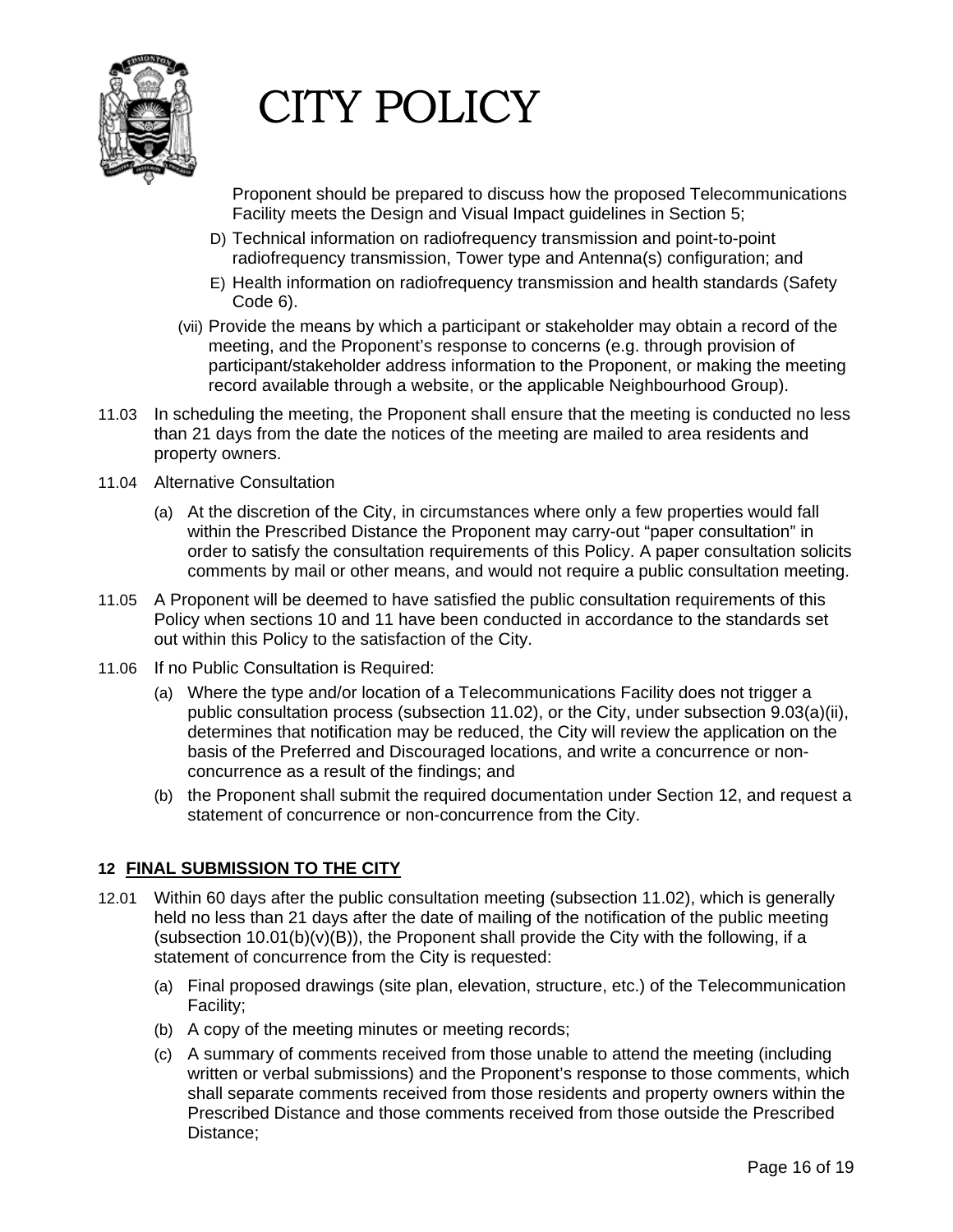Proponent should be prepared to discuss how the proposed Telecommunications Facility meets the Design and Visual Impact guidelines in Section 5;

D) Technical information on radiofrequency transmission and point-to-point radiofrequency transmission, Tower type and Antenna(s) configuration; and

E) Health information on radiofrequency transmission and health standards (Safety Code 6).

(vii) Provide the means by which a participant or stakeholder may obtain a record of the meeting, and the Proponent's response to concerns (e.g. through provision of participant/stakeholder address information to the Proponent, or making the meeting record available through a website, or the applicable Neighbourhood Group).

11.03 In scheduling the meeting, the Proponent shall ensure that the meeting is conducted no less than 21 days from the date the notices of the meeting are mailed to area residents and property owners.

11.04 Alternative Consultation

(a) At the discretion of the City, in circumstances where only a few properties would fall within the Prescribed Distance the Proponent may carry-out "paper consultation" in order to satisfy the consultation requirements of this Policy. A paper consultation solicits comments by mail or other means, and would not require a public consultation meeting.

11.05 A Proponent will be deemed to have satisfied the public consultation requirements of this Policy when sections 10 and 11 have been conducted in accordance to the standards set out within this Policy to the satisfaction of the City.

11.06 If no Public Consultation is Required:

(a) Where the type and/or location of a Telecommunications Facility does not trigger a public consultation process (subsection 11.02), or the City, under subsection 9.03(a)(ii), determines that notification may be reduced, the City will review the application on the basis of the Preferred and Discouraged locations, and write a concurrence or non-concurrence as a result of the findings; and

(b) the Proponent shall submit the required documentation under Section 12, and request a statement of concurrence or non-concurrence from the City.

## 12 FINAL SUBMISSION TO THE CITY

12.01 Within 60 days after the public consultation meeting (subsection 11.02), which is generally held no less than 21 days after the date of mailing of the notification of the public meeting (subsection 10.01(b)(v)(B)), the Proponent shall provide the City with the following, if a statement of concurrence from the City is requested:

(a) Final proposed drawings (site plan, elevation, structure, etc.) of the Telecommunication Facility;

(b) A copy of the meeting minutes or meeting records;

(c) A summary of comments received from those unable to attend the meeting (including written or verbal submissions) and the Proponent's response to those comments, which shall separate comments received from those residents and property owners within the Prescribed Distance and those comments received from those outside the Prescribed Distance;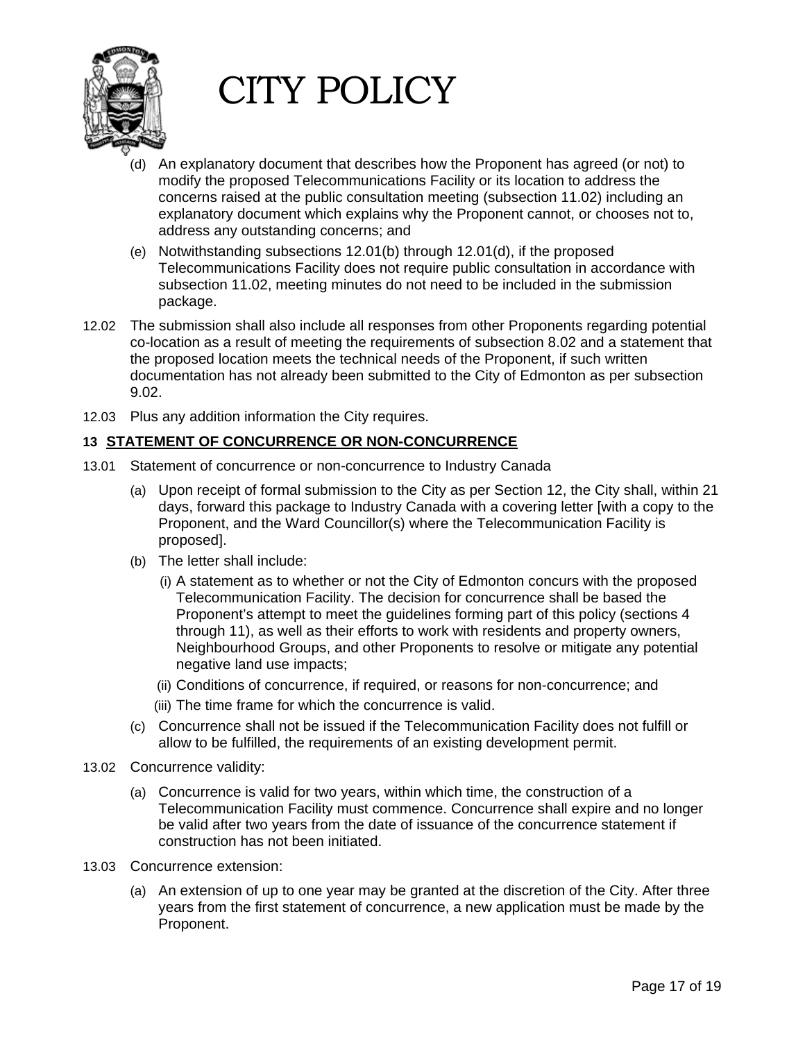(d) An explanatory document that describes how the Proponent has agreed (or not) to modify the proposed Telecommunications Facility or its location to address the concerns raised at the public consultation meeting (subsection 11.02) including an explanatory document which explains why the Proponent cannot, or chooses not to, address any outstanding concerns; and

(e) Notwithstanding subsections 12.01(b) through 12.01(d), if the proposed Telecommunications Facility does not require public consultation in accordance with subsection 11.02, meeting minutes do not need to be included in the submission package.

12.02 The submission shall also include all responses from other Proponents regarding potential co-location as a result of meeting the requirements of subsection 8.02 and a statement that the proposed location meets the technical needs of the Proponent, if such written documentation has not already been submitted to the City of Edmonton as per subsection 9.02.

12.03 Plus any addition information the City requires.

## 13 STATEMENT OF CONCURRENCE OR NON-CONCURRENCE

13.01 Statement of concurrence or non-concurrence to Industry Canada

(a) Upon receipt of formal submission to the City as per Section 12, the City shall, within 21 days, forward this package to Industry Canada with a covering letter [with a copy to the Proponent, and the Ward Councillor(s) where the Telecommunication Facility is proposed].

(b) The letter shall include:

(i) A statement as to whether or not the City of Edmonton concurs with the proposed Telecommunication Facility. The decision for concurrence shall be based the Proponent's attempt to meet the guidelines forming part of this policy (sections 4 through 11), as well as their efforts to work with residents and property owners, Neighbourhood Groups, and other Proponents to resolve or mitigate any potential negative land use impacts;

(ii) Conditions of concurrence, if required, or reasons for non-concurrence; and

(iii) The time frame for which the concurrence is valid.

(c) Concurrence shall not be issued if the Telecommunication Facility does not fulfill or allow to be fulfilled, the requirements of an existing development permit.

13.02 Concurrence validity:

(a) Concurrence is valid for two years, within which time, the construction of a Telecommunication Facility must commence. Concurrence shall expire and no longer be valid after two years from the date of issuance of the concurrence statement if construction has not been initiated.

13.03 Concurrence extension:

(a) An extension of up to one year may be granted at the discretion of the City. After three years from the first statement of concurrence, a new application must be made by the Proponent.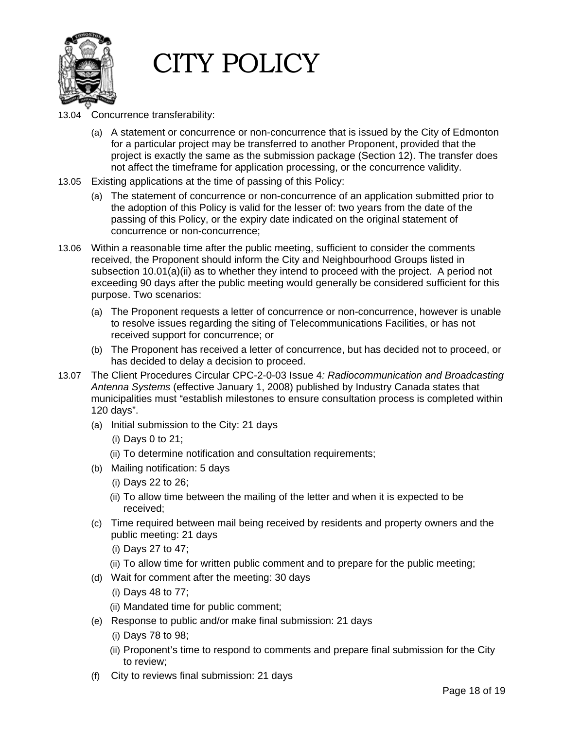13.04 Concurrence transferability:

(a) A statement or concurrence or non-concurrence that is issued by the City of Edmonton for a particular project may be transferred to another Proponent, provided that the project is exactly the same as the submission package (Section 12). The transfer does not affect the timeframe for application processing, or the concurrence validity.

13.05 Existing applications at the time of passing of this Policy:

(a) The statement of concurrence or non-concurrence of an application submitted prior to the adoption of this Policy is valid for the lesser of: two years from the date of the passing of this Policy, or the expiry date indicated on the original statement of concurrence or non-concurrence;

13.06 Within a reasonable time after the public meeting, sufficient to consider the comments received, the Proponent should inform the City and Neighbourhood Groups listed in subsection 10.01(a)(ii) as to whether they intend to proceed with the project. A period not exceeding 90 days after the public meeting would generally be considered sufficient for this purpose. Two scenarios:

(a) The Proponent requests a letter of concurrence or non-concurrence, however is unable to resolve issues regarding the siting of Telecommunications Facilities, or has not received support for concurrence; or

(b) The Proponent has received a letter of concurrence, but has decided not to proceed, or has decided to delay a decision to proceed.

13.07 The Client Procedures Circular CPC-2-0-03 Issue 4*: Radiocommunication and Broadcasting Antenna Systems* (effective January 1, 2008) published by Industry Canada states that municipalities must "establish milestones to ensure consultation process is completed within 120 days".

(a) Initial submission to the City: 21 days
   (i) Days 0 to 21;
   (ii) To determine notification and consultation requirements;

(b) Mailing notification: 5 days
   (i) Days 22 to 26;
   (ii) To allow time between the mailing of the letter and when it is expected to be received;

(c) Time required between mail being received by residents and property owners and the public meeting: 21 days
   (i) Days 27 to 47;
   (ii) To allow time for written public comment and to prepare for the public meeting;

(d) Wait for comment after the meeting: 30 days
   (i) Days 48 to 77;
   (ii) Mandated time for public comment;

(e) Response to public and/or make final submission: 21 days
   (i) Days 78 to 98;
   (ii) Proponent's time to respond to comments and prepare final submission for the City to review;

(f) City to reviews final submission: 21 days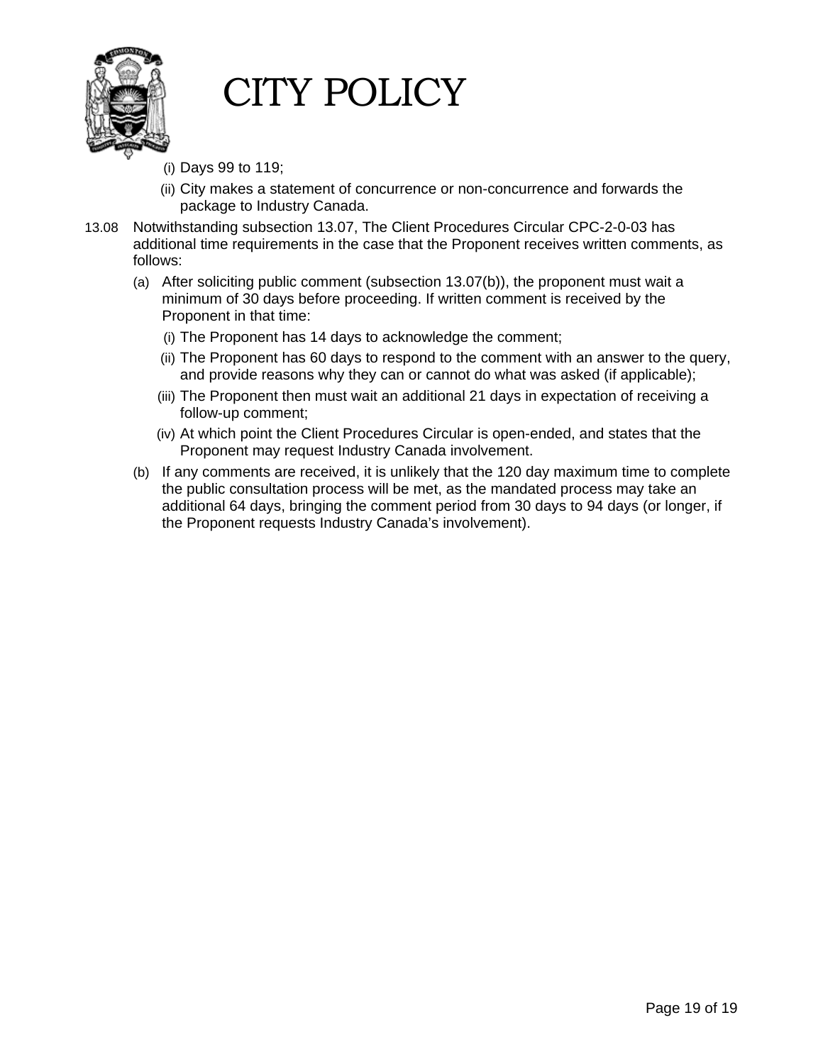(i) Days 99 to 119;

(ii) City makes a statement of concurrence or non-concurrence and forwards the package to Industry Canada.

13.08 Notwithstanding subsection 13.07, The Client Procedures Circular CPC-2-0-03 has additional time requirements in the case that the Proponent receives written comments, as follows:

(a) After soliciting public comment (subsection 13.07(b)), the proponent must wait a minimum of 30 days before proceeding. If written comment is received by the Proponent in that time:

(i) The Proponent has 14 days to acknowledge the comment;

(ii) The Proponent has 60 days to respond to the comment with an answer to the query, and provide reasons why they can or cannot do what was asked (if applicable);

(iii) The Proponent then must wait an additional 21 days in expectation of receiving a follow-up comment;

(iv) At which point the Client Procedures Circular is open-ended, and states that the Proponent may request Industry Canada involvement.

(b) If any comments are received, it is unlikely that the 120 day maximum time to complete the public consultation process will be met, as the mandated process may take an additional 64 days, bringing the comment period from 30 days to 94 days (or longer, if the Proponent requests Industry Canada's involvement).